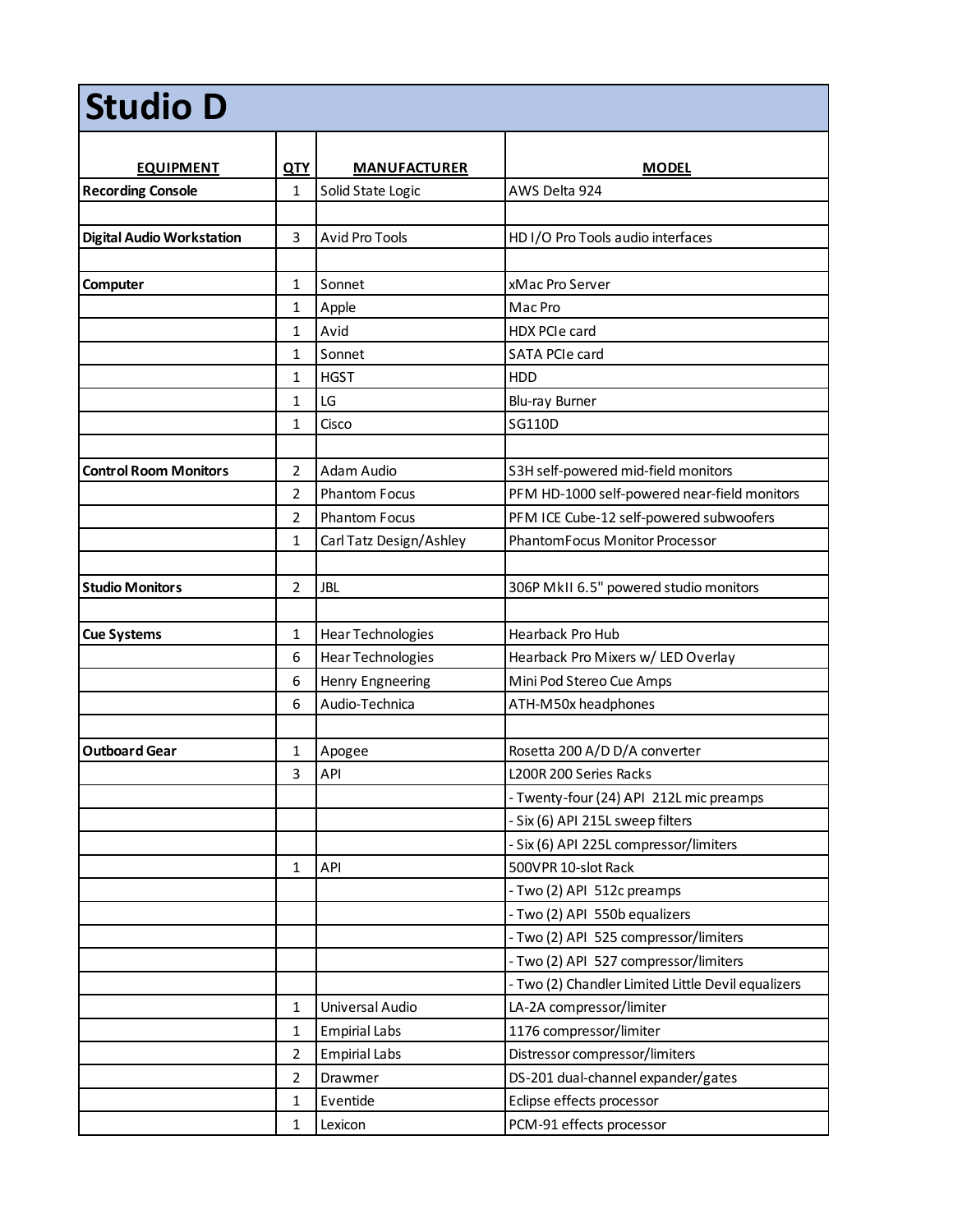# Studio D

| EQUIPMENT | QTY | MANUFACTURER | MODEL |
|---|---|---|---|
| **Recording Console** | 1 | Solid State Logic | AWS Delta 924 |
| | | | |
| **Digital Audio Workstation** | 3 | Avid Pro Tools | HD I/O Pro Tools audio interfaces |
| | | | |
| **Computer** | 1 | Sonnet | xMac Pro Server |
| | 1 | Apple | Mac Pro |
| | 1 | Avid | HDX PCIe card |
| | 1 | Sonnet | SATA PCIe card |
| | 1 | HGST | HDD |
| | 1 | LG | Blu-ray Burner |
| | 1 | Cisco | SG110D |
| | | | |
| **Control Room Monitors** | 2 | Adam Audio | S3H self-powered mid-field monitors |
| | 2 | Phantom Focus | PFM HD-1000 self-powered near-field monitors |
| | 2 | Phantom Focus | PFM ICE Cube-12 self-powered subwoofers |
| | 1 | Carl Tatz Design/Ashley | PhantomFocus Monitor Processor |
| | | | |
| **Studio Monitors** | 2 | JBL | 306P MkII 6.5" powered studio monitors |
| | | | |
| **Cue Systems** | 1 | Hear Technologies | Hearback Pro Hub |
| | 6 | Hear Technologies | Hearback Pro Mixers w/ LED Overlay |
| | 6 | Henry Engneering | Mini Pod Stereo Cue Amps |
| | 6 | Audio-Technica | ATH-M50x headphones |
| | | | |
| **Outboard Gear** | 1 | Apogee | Rosetta 200 A/D D/A converter |
| | 3 | API | L200R 200 Series Racks |
| | | | - Twenty-four (24) API 212L mic preamps |
| | | | - Six (6) API 215L sweep filters |
| | | | - Six (6) API 225L compressor/limiters |
| | 1 | API | 500VPR 10-slot Rack |
| | | | - Two (2) API 512c preamps |
| | | | - Two (2) API 550b equalizers |
| | | | - Two (2) API 525 compressor/limiters |
| | | | - Two (2) API 527 compressor/limiters |
| | | | - Two (2) Chandler Limited Little Devil equalizers |
| | 1 | Universal Audio | LA-2A compressor/limiter |
| | 1 | Empirial Labs | 1176 compressor/limiter |
| | 2 | Empirial Labs | Distressor compressor/limiters |
| | 2 | Drawmer | DS-201 dual-channel expander/gates |
| | 1 | Eventide | Eclipse effects processor |
| | 1 | Lexicon | PCM-91 effects processor |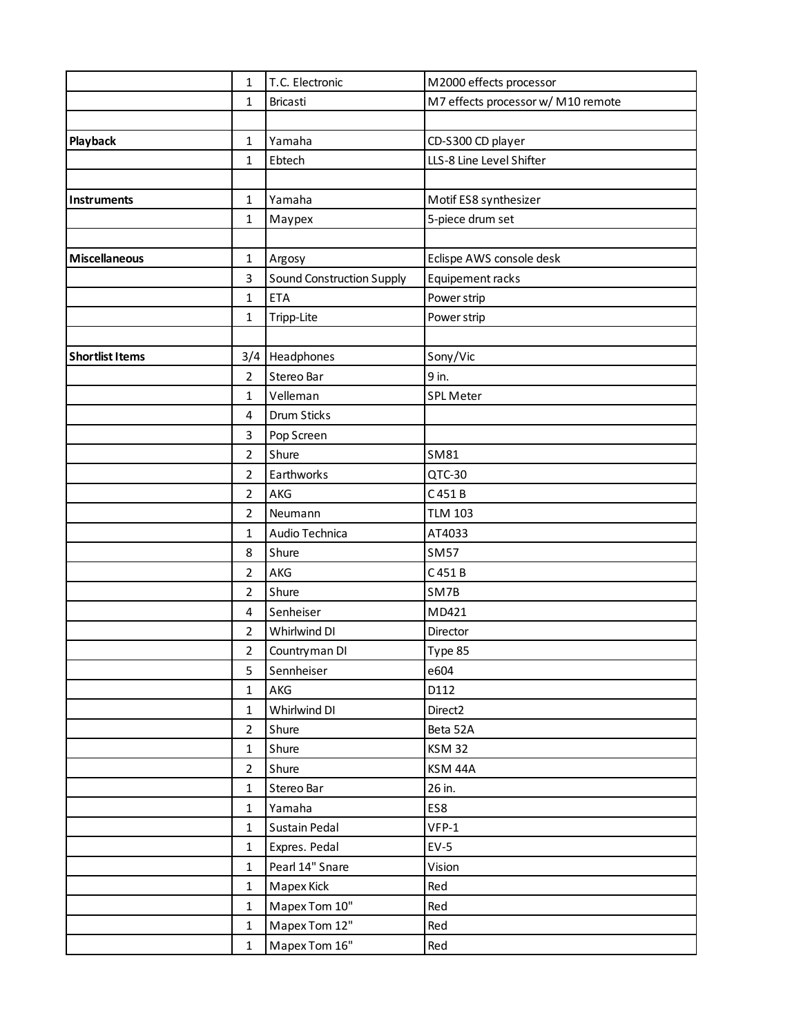| | | | |
|---|---|---|---|
| | 1 | T.C. Electronic | M2000 effects processor |
| | 1 | Bricasti | M7 effects processor w/ M10 remote |
| | | | |
| **Playback** | 1 | Yamaha | CD-S300 CD player |
| | 1 | Ebtech | LLS-8 Line Level Shifter |
| | | | |
| **Instruments** | 1 | Yamaha | Motif ES8 synthesizer |
| | 1 | Maypex | 5-piece drum set |
| | | | |
| **Miscellaneous** | 1 | Argosy | Eclispe AWS console desk |
| | 3 | Sound Construction Supply | Equipement racks |
| | 1 | ETA | Power strip |
| | 1 | Tripp-Lite | Power strip |
| | | | |
| **Shortlist Items** | 3/4 | Headphones | Sony/Vic |
| | 2 | Stereo Bar | 9 in. |
| | 1 | Velleman | SPL Meter |
| | 4 | Drum Sticks | |
| | 3 | Pop Screen | |
| | 2 | Shure | SM81 |
| | 2 | Earthworks | QTC-30 |
| | 2 | AKG | C 451 B |
| | 2 | Neumann | TLM 103 |
| | 1 | Audio Technica | AT4033 |
| | 8 | Shure | SM57 |
| | 2 | AKG | C 451 B |
| | 2 | Shure | SM7B |
| | 4 | Senheiser | MD421 |
| | 2 | Whirlwind DI | Director |
| | 2 | Countryman DI | Type 85 |
| | 5 | Sennheiser | e604 |
| | 1 | AKG | D112 |
| | 1 | Whirlwind DI | Direct2 |
| | 2 | Shure | Beta 52A |
| | 1 | Shure | KSM 32 |
| | 2 | Shure | KSM 44A |
| | 1 | Stereo Bar | 26 in. |
| | 1 | Yamaha | ES8 |
| | 1 | Sustain Pedal | VFP-1 |
| | 1 | Expres. Pedal | EV-5 |
| | 1 | Pearl 14" Snare | Vision |
| | 1 | Mapex Kick | Red |
| | 1 | Mapex Tom 10" | Red |
| | 1 | Mapex Tom 12" | Red |
| | 1 | Mapex Tom 16" | Red |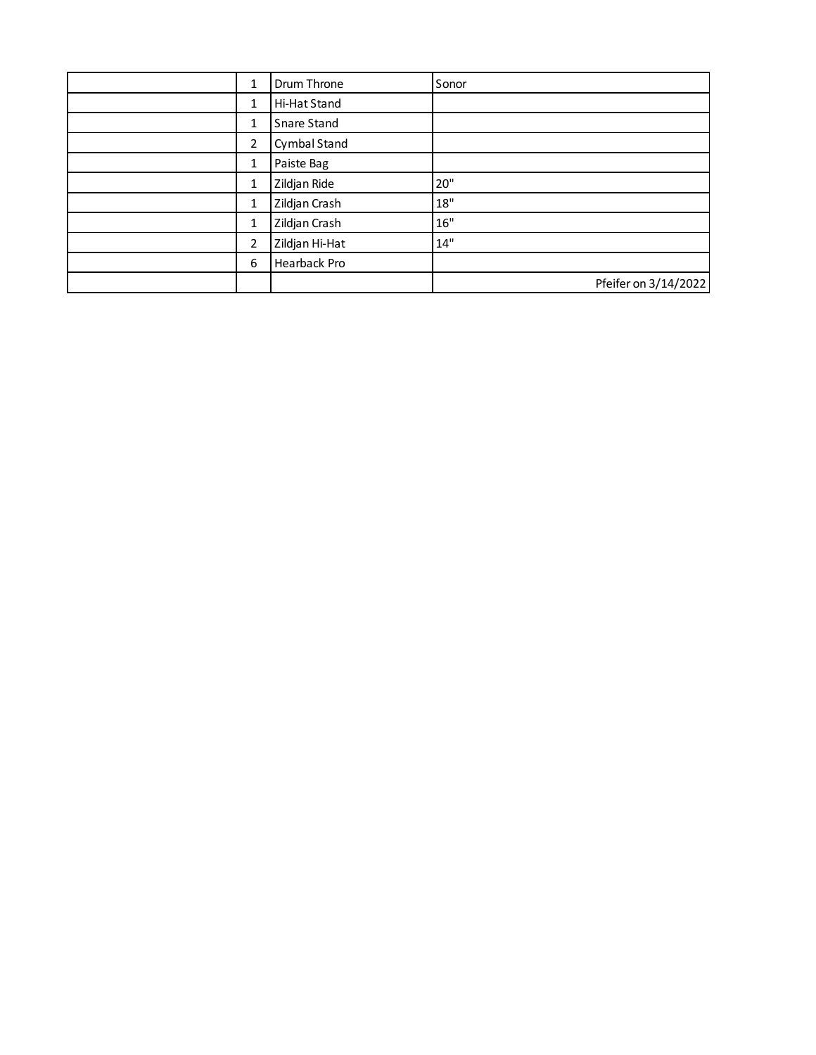| | | | |
|---|---|---|---|
| | 1 | Drum Throne | Sonor |
| | 1 | Hi-Hat Stand | |
| | 1 | Snare Stand | |
| | 2 | Cymbal Stand | |
| | 1 | Paiste Bag | |
| | 1 | Zildjan Ride | 20" |
| | 1 | Zildjan Crash | 18" |
| | 1 | Zildjan Crash | 16" |
| | 2 | Zildjan Hi-Hat | 14" |
| | 6 | Hearback Pro | |
| | | | Pfeifer on 3/14/2022 |